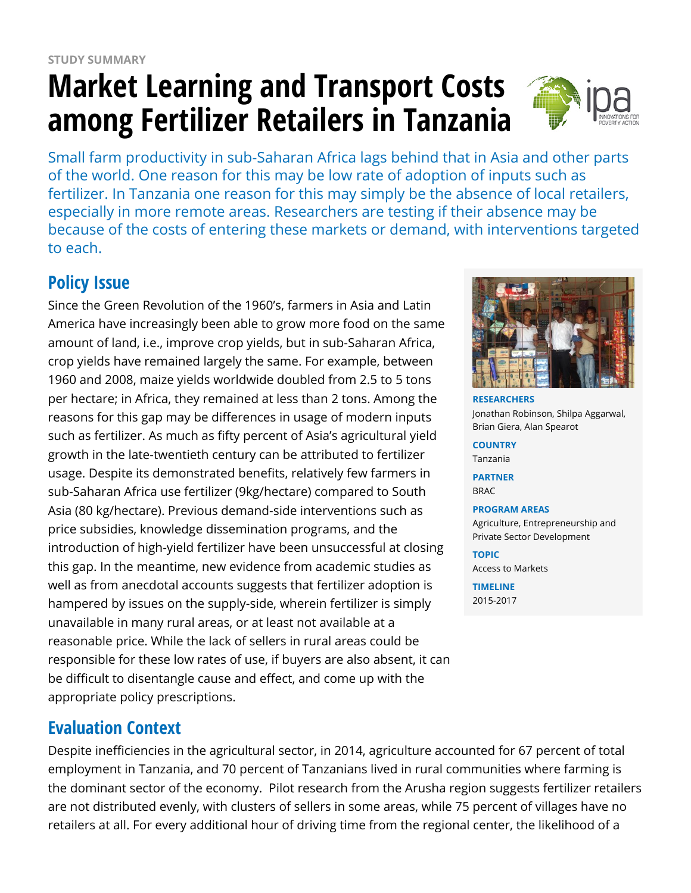STUDY SUMMARY

# Market Learning and Transport Costs among Fertilizer Retailers in Tanzania

Small farm productivity in sub-Saharan Africa lags behind that in Asia and other parts of the world. One reason for this may be low rate of adoption of inputs such as fertilizer. In Tanzania one reason for this may simply be the absence of local retailers, especially in more remote areas. Researchers are testing if their absence may be because of the costs of entering these markets or demand, with interventions targeted to each.

**RESEARCHERS**
Jonathan Robinson, Shilpa Aggarwal, Brian Giera, Alan Spearot

**COUNTRY**
Tanzania

**PARTNER**
BRAC

**PROGRAM AREAS**
Agriculture, Entrepreneurship and Private Sector Development

**TOPIC**
Access to Markets

**TIMELINE**
2015-2017

## Policy Issue

Since the Green Revolution of the 1960's, farmers in Asia and Latin America have increasingly been able to grow more food on the same amount of land, i.e., improve crop yields, but in sub-Saharan Africa, crop yields have remained largely the same. For example, between 1960 and 2008, maize yields worldwide doubled from 2.5 to 5 tons per hectare; in Africa, they remained at less than 2 tons. Among the reasons for this gap may be differences in usage of modern inputs such as fertilizer. As much as fifty percent of Asia's agricultural yield growth in the late-twentieth century can be attributed to fertilizer usage. Despite its demonstrated benefits, relatively few farmers in sub-Saharan Africa use fertilizer (9kg/hectare) compared to South Asia (80 kg/hectare). Previous demand-side interventions such as price subsidies, knowledge dissemination programs, and the introduction of high-yield fertilizer have been unsuccessful at closing this gap. In the meantime, new evidence from academic studies as well as from anecdotal accounts suggests that fertilizer adoption is hampered by issues on the supply-side, wherein fertilizer is simply unavailable in many rural areas, or at least not available at a reasonable price. While the lack of sellers in rural areas could be responsible for these low rates of use, if buyers are also absent, it can be difficult to disentangle cause and effect, and come up with the appropriate policy prescriptions.

## Evaluation Context

Despite inefficiencies in the agricultural sector, in 2014, agriculture accounted for 67 percent of total employment in Tanzania, and 70 percent of Tanzanians lived in rural communities where farming is the dominant sector of the economy. Pilot research from the Arusha region suggests fertilizer retailers are not distributed evenly, with clusters of sellers in some areas, while 75 percent of villages have no retailers at all. For every additional hour of driving time from the regional center, the likelihood of a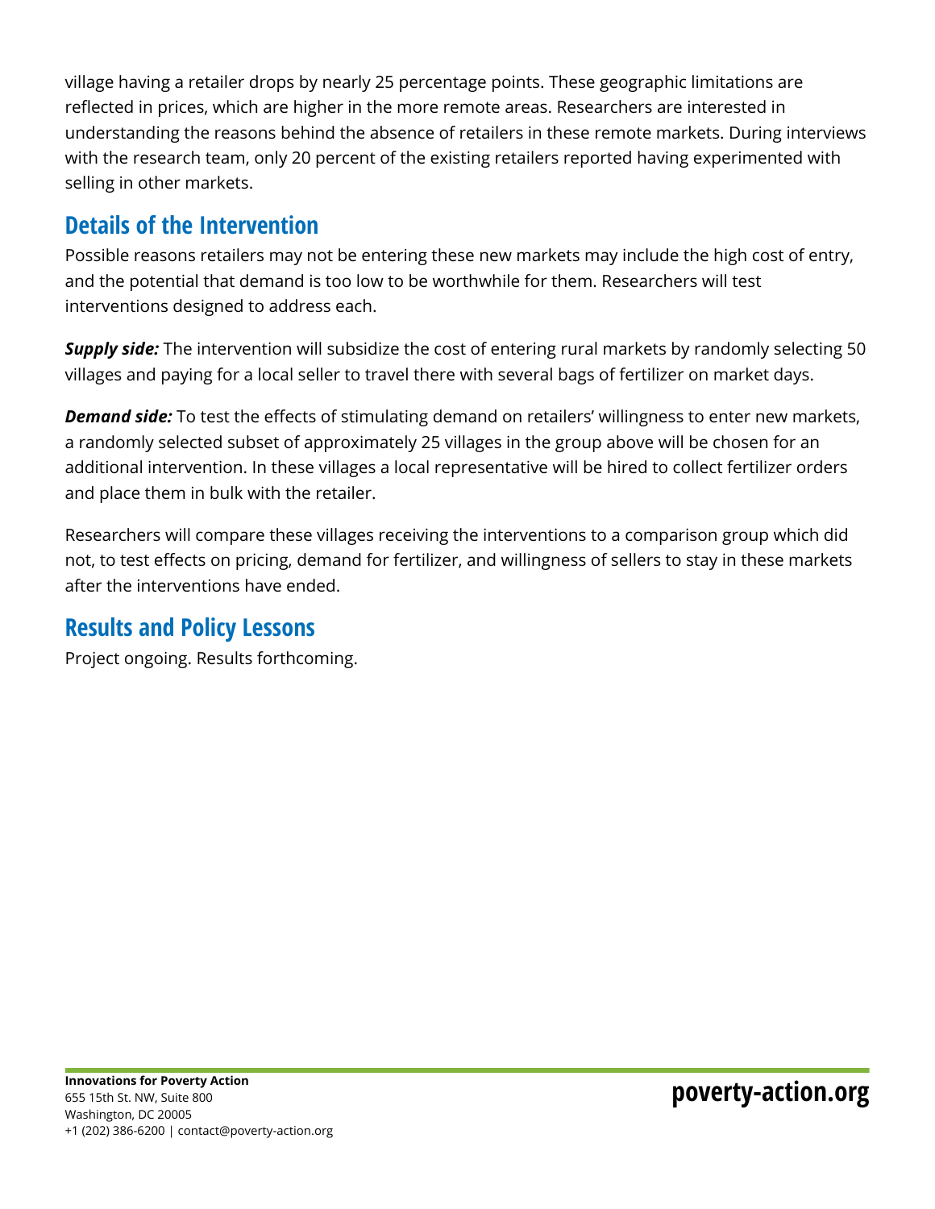village having a retailer drops by nearly 25 percentage points. These geographic limitations are reflected in prices, which are higher in the more remote areas. Researchers are interested in understanding the reasons behind the absence of retailers in these remote markets. During interviews with the research team, only 20 percent of the existing retailers reported having experimented with selling in other markets.

## Details of the Intervention

Possible reasons retailers may not be entering these new markets may include the high cost of entry, and the potential that demand is too low to be worthwhile for them. Researchers will test interventions designed to address each.

***Supply side:*** The intervention will subsidize the cost of entering rural markets by randomly selecting 50 villages and paying for a local seller to travel there with several bags of fertilizer on market days.

***Demand side:*** To test the effects of stimulating demand on retailers' willingness to enter new markets, a randomly selected subset of approximately 25 villages in the group above will be chosen for an additional intervention. In these villages a local representative will be hired to collect fertilizer orders and place them in bulk with the retailer.

Researchers will compare these villages receiving the interventions to a comparison group which did not, to test effects on pricing, demand for fertilizer, and willingness of sellers to stay in these markets after the interventions have ended.

## Results and Policy Lessons

Project ongoing. Results forthcoming.